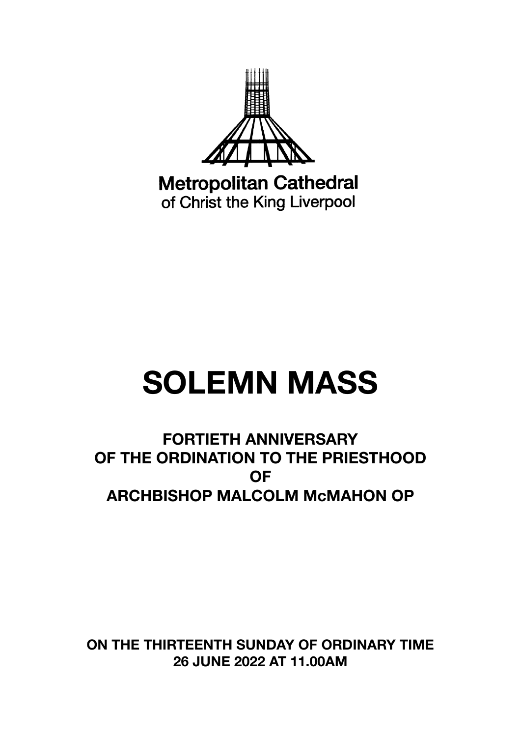Metropolitan Cathedral
of Christ the King Liverpool

# SOLEMN MASS

## FORTIETH ANNIVERSARY
## OF THE ORDINATION TO THE PRIESTHOOD
## OF
## ARCHBISHOP MALCOLM McMAHON OP

**ON THE THIRTEENTH SUNDAY OF ORDINARY TIME**
**26 JUNE 2022 AT 11.00AM**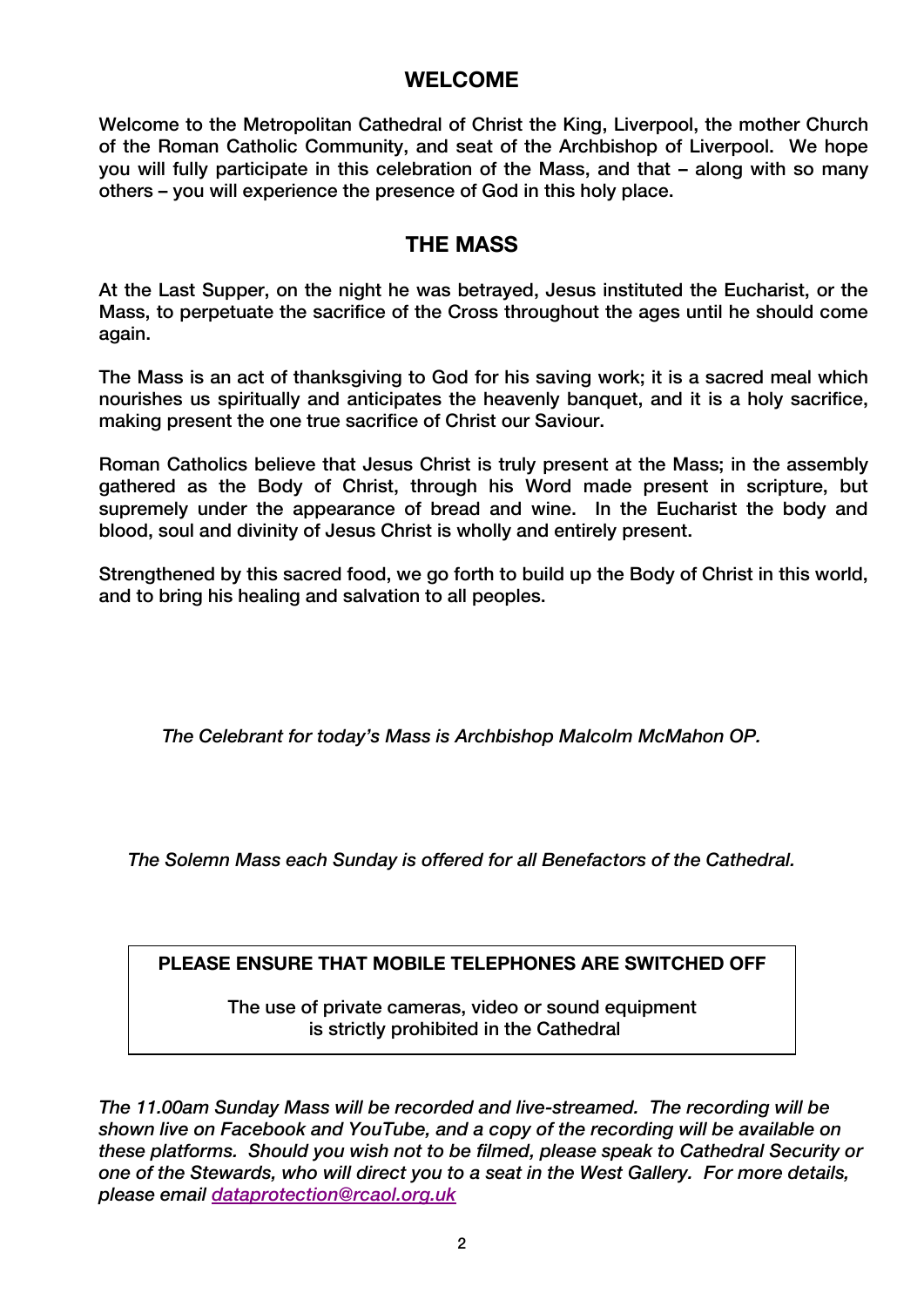## WELCOME

Welcome to the Metropolitan Cathedral of Christ the King, Liverpool, the mother Church of the Roman Catholic Community, and seat of the Archbishop of Liverpool. We hope you will fully participate in this celebration of the Mass, and that – along with so many others – you will experience the presence of God in this holy place.

## THE MASS

At the Last Supper, on the night he was betrayed, Jesus instituted the Eucharist, or the Mass, to perpetuate the sacrifice of the Cross throughout the ages until he should come again.

The Mass is an act of thanksgiving to God for his saving work; it is a sacred meal which nourishes us spiritually and anticipates the heavenly banquet, and it is a holy sacrifice, making present the one true sacrifice of Christ our Saviour.

Roman Catholics believe that Jesus Christ is truly present at the Mass; in the assembly gathered as the Body of Christ, through his Word made present in scripture, but supremely under the appearance of bread and wine. In the Eucharist the body and blood, soul and divinity of Jesus Christ is wholly and entirely present.

Strengthened by this sacred food, we go forth to build up the Body of Christ in this world, and to bring his healing and salvation to all peoples.

*The Celebrant for today's Mass is Archbishop Malcolm McMahon OP.*

*The Solemn Mass each Sunday is offered for all Benefactors of the Cathedral.*

**PLEASE ENSURE THAT MOBILE TELEPHONES ARE SWITCHED OFF**

The use of private cameras, video or sound equipment is strictly prohibited in the Cathedral

*The 11.00am Sunday Mass will be recorded and live-streamed. The recording will be shown live on Facebook and YouTube, and a copy of the recording will be available on these platforms. Should you wish not to be filmed, please speak to Cathedral Security or one of the Stewards, who will direct you to a seat in the West Gallery. For more details, please email dataprotection@rcaol.org.uk*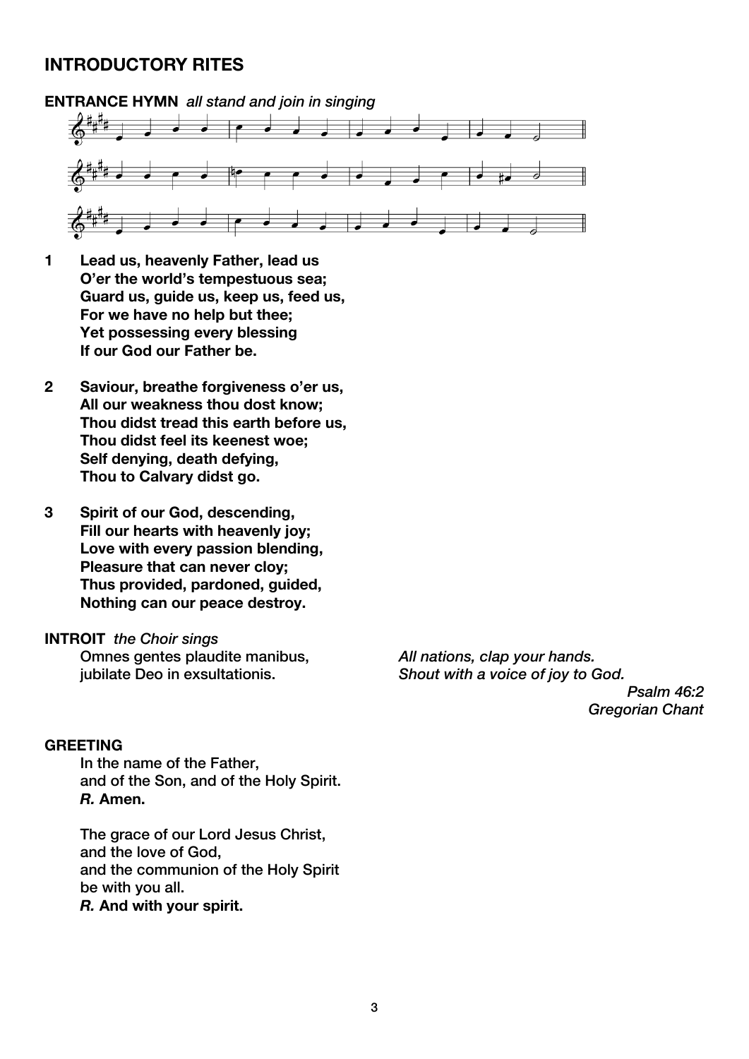## INTRODUCTORY RITES

**ENTRANCE HYMN** *all stand and join in singing*

1. **Lead us, heavenly Father, lead us**
   **O'er the world's tempestuous sea;**
   **Guard us, guide us, keep us, feed us,**
   **For we have no help but thee;**
   **Yet possessing every blessing**
   **If our God our Father be.**

2. **Saviour, breathe forgiveness o'er us,**
   **All our weakness thou dost know;**
   **Thou didst tread this earth before us,**
   **Thou didst feel its keenest woe;**
   **Self denying, death defying,**
   **Thou to Calvary didst go.**

3. **Spirit of our God, descending,**
   **Fill our hearts with heavenly joy;**
   **Love with every passion blending,**
   **Pleasure that can never cloy;**
   **Thus provided, pardoned, guided,**
   **Nothing can our peace destroy.**

**INTROIT** *the Choir sings*

Omnes gentes plaudite manibus,
jubilate Deo in exsultationis.

*All nations, clap your hands.*
*Shout with a voice of joy to God.*

*Psalm 46:2*
*Gregorian Chant*

**GREETING**

In the name of the Father,
and of the Son, and of the Holy Spirit.
***R.* Amen.**

The grace of our Lord Jesus Christ,
and the love of God,
and the communion of the Holy Spirit
be with you all.
***R.* And with your spirit.**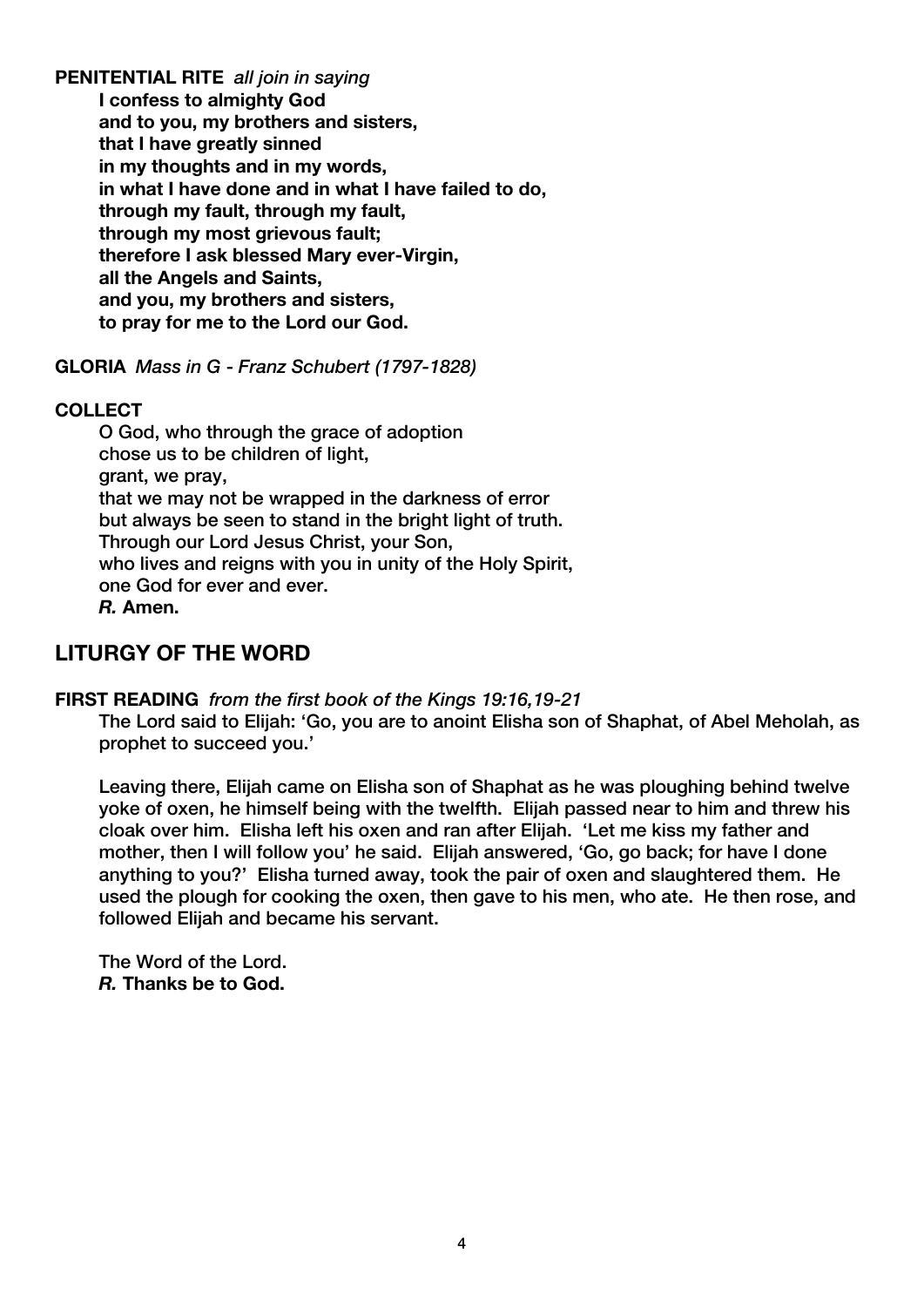**PENITENTIAL RITE** *all join in saying*

**I confess to almighty God**
**and to you, my brothers and sisters,**
**that I have greatly sinned**
**in my thoughts and in my words,**
**in what I have done and in what I have failed to do,**
**through my fault, through my fault,**
**through my most grievous fault;**
**therefore I ask blessed Mary ever-Virgin,**
**all the Angels and Saints,**
**and you, my brothers and sisters,**
**to pray for me to the Lord our God.**

**GLORIA** *Mass in G - Franz Schubert (1797-1828)*

**COLLECT**

O God, who through the grace of adoption
chose us to be children of light,
grant, we pray,
that we may not be wrapped in the darkness of error
but always be seen to stand in the bright light of truth.
Through our Lord Jesus Christ, your Son,
who lives and reigns with you in unity of the Holy Spirit,
one God for ever and ever.
***R.* Amen.**

## LITURGY OF THE WORD

**FIRST READING** *from the first book of the Kings 19:16,19-21*

The Lord said to Elijah: 'Go, you are to anoint Elisha son of Shaphat, of Abel Meholah, as prophet to succeed you.'

Leaving there, Elijah came on Elisha son of Shaphat as he was ploughing behind twelve yoke of oxen, he himself being with the twelfth. Elijah passed near to him and threw his cloak over him. Elisha left his oxen and ran after Elijah. 'Let me kiss my father and mother, then I will follow you' he said. Elijah answered, 'Go, go back; for have I done anything to you?' Elisha turned away, took the pair of oxen and slaughtered them. He used the plough for cooking the oxen, then gave to his men, who ate. He then rose, and followed Elijah and became his servant.

The Word of the Lord.
***R.* Thanks be to God.**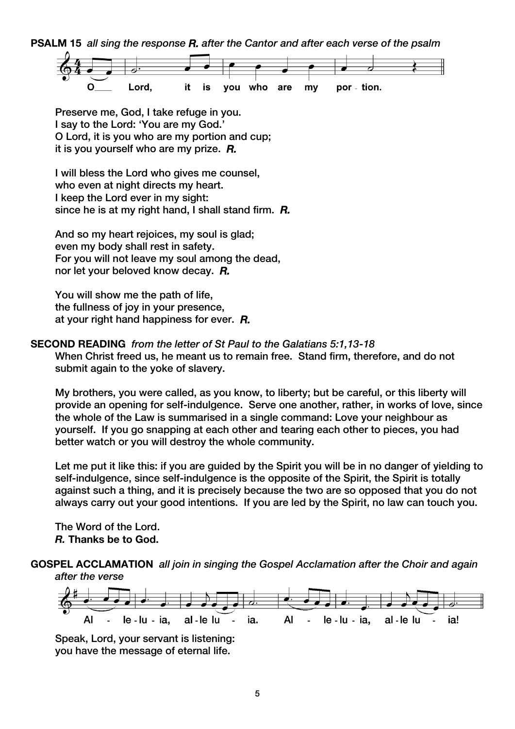**PSALM 15** *all sing the response **R.** after the Cantor and after each verse of the psalm*

O Lord, it is you who are my portion.

Preserve me, God, I take refuge in you.
I say to the Lord: 'You are my God.'
O Lord, it is you who are my portion and cup;
it is you yourself who are my prize. ***R.***

I will bless the Lord who gives me counsel,
who even at night directs my heart.
I keep the Lord ever in my sight:
since he is at my right hand, I shall stand firm. ***R.***

And so my heart rejoices, my soul is glad;
even my body shall rest in safety.
For you will not leave my soul among the dead,
nor let your beloved know decay. ***R.***

You will show me the path of life,
the fullness of joy in your presence,
at your right hand happiness for ever. ***R.***

**SECOND READING** *from the letter of St Paul to the Galatians 5:1,13-18*

When Christ freed us, he meant us to remain free. Stand firm, therefore, and do not submit again to the yoke of slavery.

My brothers, you were called, as you know, to liberty; but be careful, or this liberty will provide an opening for self-indulgence. Serve one another, rather, in works of love, since the whole of the Law is summarised in a single command: Love your neighbour as yourself. If you go snapping at each other and tearing each other to pieces, you had better watch or you will destroy the whole community.

Let me put it like this: if you are guided by the Spirit you will be in no danger of yielding to self-indulgence, since self-indulgence is the opposite of the Spirit, the Spirit is totally against such a thing, and it is precisely because the two are so opposed that you do not always carry out your good intentions. If you are led by the Spirit, no law can touch you.

The Word of the Lord.
***R.*** **Thanks be to God.**

**GOSPEL ACCLAMATION** *all join in singing the Gospel Acclamation after the Choir and again after the verse*

Al - le - lu - ia, al - le lu - ia. Al - le - lu - ia, al - le lu - ia!

Speak, Lord, your servant is listening:
you have the message of eternal life.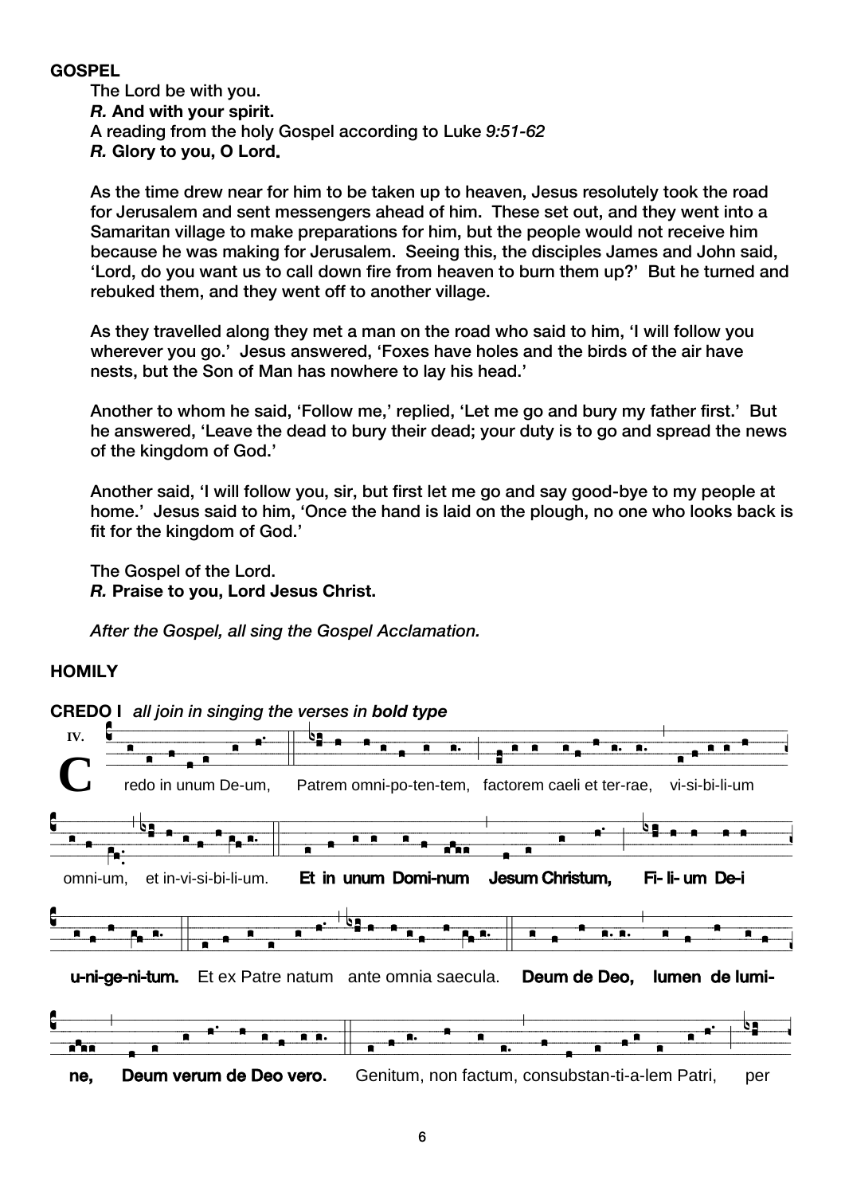**GOSPEL**

The Lord be with you.
***R.* And with your spirit.**
A reading from the holy Gospel according to Luke *9:51-62*
***R.* Glory to you, O Lord.**

As the time drew near for him to be taken up to heaven, Jesus resolutely took the road for Jerusalem and sent messengers ahead of him. These set out, and they went into a Samaritan village to make preparations for him, but the people would not receive him because he was making for Jerusalem. Seeing this, the disciples James and John said, 'Lord, do you want us to call down fire from heaven to burn them up?' But he turned and rebuked them, and they went off to another village.

As they travelled along they met a man on the road who said to him, 'I will follow you wherever you go.' Jesus answered, 'Foxes have holes and the birds of the air have nests, but the Son of Man has nowhere to lay his head.'

Another to whom he said, 'Follow me,' replied, 'Let me go and bury my father first.' But he answered, 'Leave the dead to bury their dead; your duty is to go and spread the news of the kingdom of God.'

Another said, 'I will follow you, sir, but first let me go and say good-bye to my people at home.' Jesus said to him, 'Once the hand is laid on the plough, no one who looks back is fit for the kingdom of God.'

The Gospel of the Lord.
***R.* Praise to you, Lord Jesus Christ.**

*After the Gospel, all sing the Gospel Acclamation.*

**HOMILY**

**CREDO I** *all join in singing the verses in* ***bold type***

IV. Credo in unum De-um, Patrem omni-po-ten-tem, factorem caeli et ter-rae, vi-si-bi-li-um omni-um, et in-vi-si-bi-li-um. **Et in unum Domi-num Jesum Christum, Fi- li- um De-i u-ni-ge-ni-tum.** Et ex Patre natum ante omnia saecula. **Deum de Deo, lumen de lumi-ne, Deum verum de Deo vero.** Genitum, non factum, consubstan-ti-a-lem Patri, per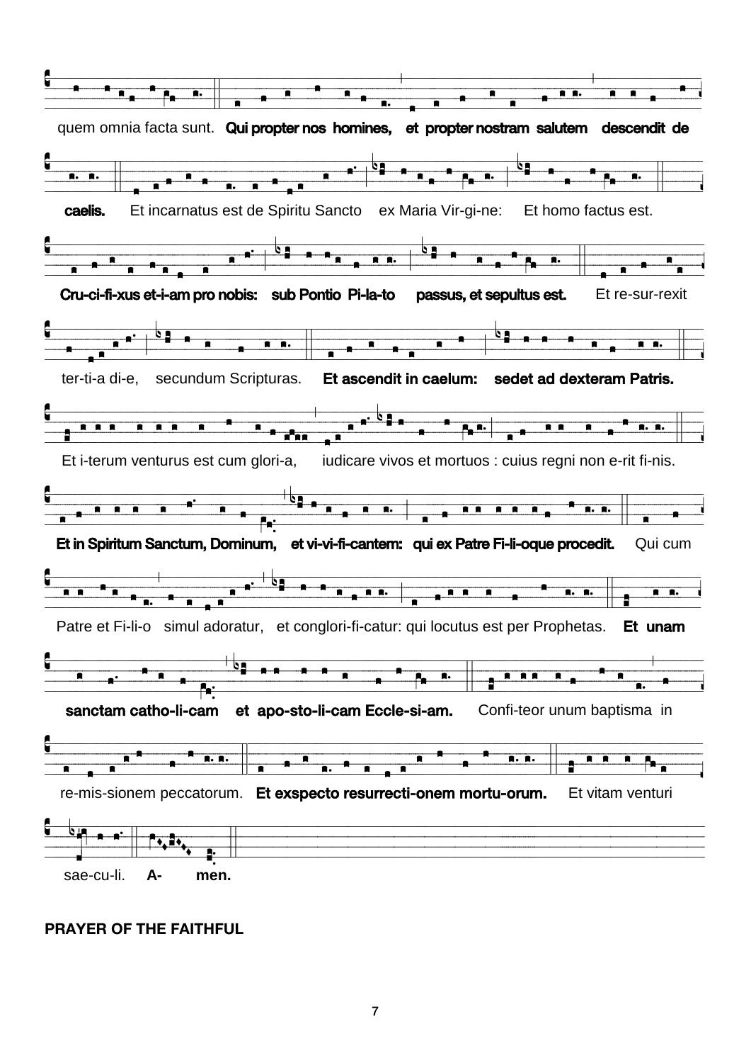quem omnia facta sunt. **Qui propter nos homines, et propter nostram salutem descendit de**

**caelis.** Et incarnatus est de Spiritu Sancto ex Maria Vir-gi-ne: Et homo factus est.

**Cru-ci-fi-xus et-i-am pro nobis: sub Pontio Pi-la-to passus, et sepultus est.** Et re-sur-rexit

ter-ti-a di-e, secundum Scripturas. **Et ascendit in caelum: sedet ad dexteram Patris.**

Et i-terum venturus est cum glori-a, iudicare vivos et mortuos : cuius regni non e-rit fi-nis.

**Et in Spiritum Sanctum, Dominum, et vi-vi-fi-cantem: qui ex Patre Fi-li-oque procedit.** Qui cum

Patre et Fi-li-o simul adoratur, et conglori-fi-catur: qui locutus est per Prophetas. **Et unam**

**sanctam catho-li-cam et apo-sto-li-cam Eccle-si-am.** Confi-teor unum baptisma in

re-mis-sionem peccatorum. **Et exspecto resurrecti-onem mortu-orum.** Et vitam venturi

sae-cu-li. **A- men.**

**PRAYER OF THE FAITHFUL**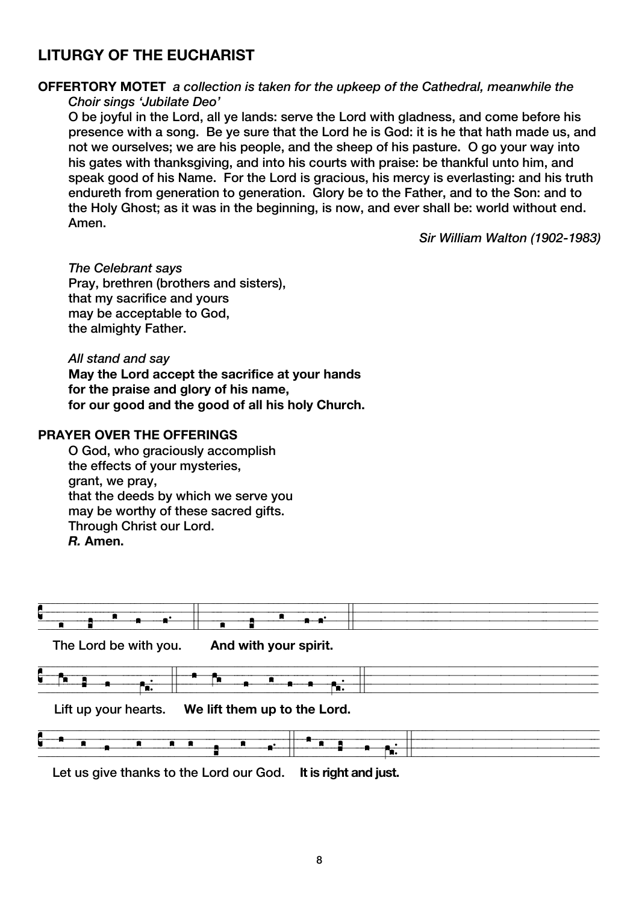## LITURGY OF THE EUCHARIST

**OFFERTORY MOTET** *a collection is taken for the upkeep of the Cathedral, meanwhile the Choir sings 'Jubilate Deo'*

O be joyful in the Lord, all ye lands: serve the Lord with gladness, and come before his presence with a song. Be ye sure that the Lord he is God: it is he that hath made us, and not we ourselves; we are his people, and the sheep of his pasture. O go your way into his gates with thanksgiving, and into his courts with praise: be thankful unto him, and speak good of his Name. For the Lord is gracious, his mercy is everlasting: and his truth endureth from generation to generation. Glory be to the Father, and to the Son: and to the Holy Ghost; as it was in the beginning, is now, and ever shall be: world without end. Amen.

*Sir William Walton (1902-1983)*

*The Celebrant says*
Pray, brethren (brothers and sisters),
that my sacrifice and yours
may be acceptable to God,
the almighty Father.

*All stand and say*
**May the Lord accept the sacrifice at your hands**
**for the praise and glory of his name,**
**for our good and the good of all his holy Church.**

**PRAYER OVER THE OFFERINGS**

O God, who graciously accomplish
the effects of your mysteries,
grant, we pray,
that the deeds by which we serve you
may be worthy of these sacred gifts.
Through Christ our Lord.
***R.*** **Amen.**

The Lord be with you. **And with your spirit.**

Lift up your hearts. **We lift them up to the Lord.**

Let us give thanks to the Lord our God. **It is right and just.**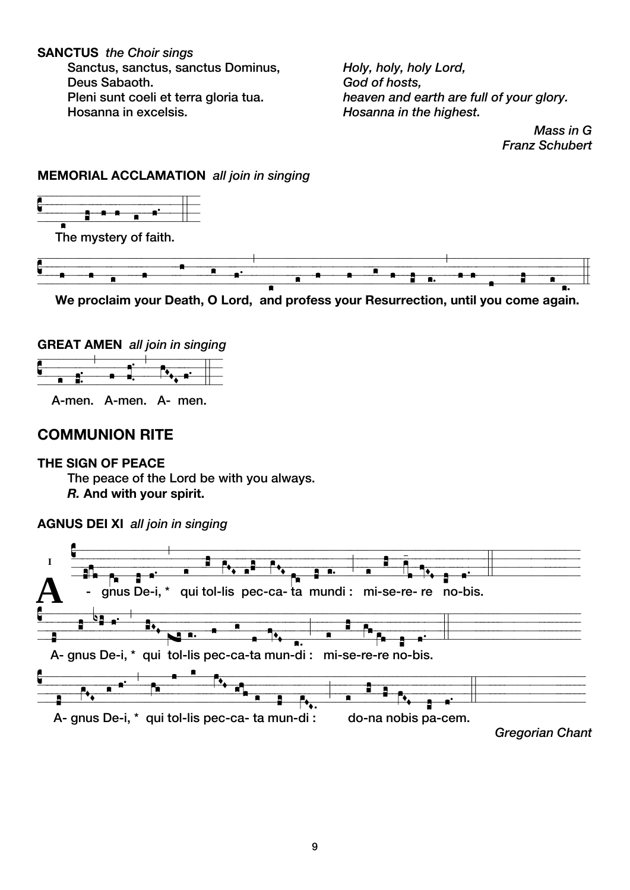**SANCTUS** *the Choir sings*

Sanctus, sanctus, sanctus Dominus,
Deus Sabaoth.
Pleni sunt coeli et terra gloria tua.
Hosanna in excelsis.

*Holy, holy, holy Lord,*
*God of hosts,*
*heaven and earth are full of your glory.*
*Hosanna in the highest.*

*Mass in G*
*Franz Schubert*

**MEMORIAL ACCLAMATION** *all join in singing*

The mystery of faith.

**We proclaim your Death, O Lord, and profess your Resurrection, until you come again.**

**GREAT AMEN** *all join in singing*

A-men. A-men. A- men.

## COMMUNION RITE

**THE SIGN OF PEACE**

The peace of the Lord be with you always.
***R.*** **And with your spirit.**

**AGNUS DEI XI** *all join in singing*

I A - gnus De-i, * qui tol-lis pec-ca- ta mundi : mi-se-re- re no-bis.

A- gnus De-i, * qui tol-lis pec-ca-ta mun-di : mi-se-re-re no-bis.

A- gnus De-i, * qui tol-lis pec-ca- ta mun-di : do-na nobis pa-cem.

*Gregorian Chant*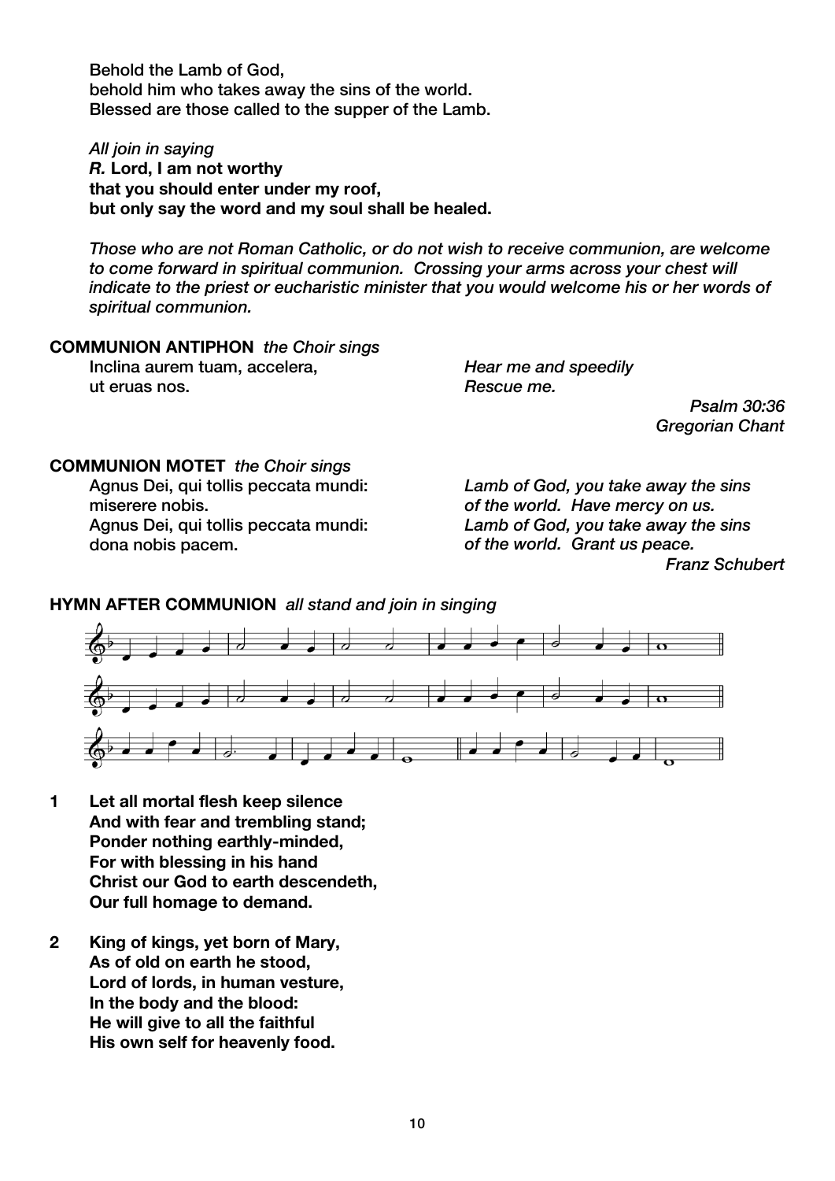Behold the Lamb of God,
behold him who takes away the sins of the world.
Blessed are those called to the supper of the Lamb.

*All join in saying*
***R.*** **Lord, I am not worthy**
**that you should enter under my roof,**
**but only say the word and my soul shall be healed.**

*Those who are not Roman Catholic, or do not wish to receive communion, are welcome to come forward in spiritual communion. Crossing your arms across your chest will indicate to the priest or eucharistic minister that you would welcome his or her words of spiritual communion.*

**COMMUNION ANTIPHON** *the Choir sings*

| | |
|---|---|
| Inclina aurem tuam, accelera, | *Hear me and speedily* |
| ut eruas nos. | *Rescue me.* |

*Psalm 30:36*
*Gregorian Chant*

**COMMUNION MOTET** *the Choir sings*

| | |
|---|---|
| Agnus Dei, qui tollis peccata mundi: | *Lamb of God, you take away the sins* |
| miserere nobis. | *of the world. Have mercy on us.* |
| Agnus Dei, qui tollis peccata mundi: | *Lamb of God, you take away the sins* |
| dona nobis pacem. | *of the world. Grant us peace.* |

*Franz Schubert*

**HYMN AFTER COMMUNION** *all stand and join in singing*

1. **Let all mortal flesh keep silence**
   **And with fear and trembling stand;**
   **Ponder nothing earthly-minded,**
   **For with blessing in his hand**
   **Christ our God to earth descendeth,**
   **Our full homage to demand.**

2. **King of kings, yet born of Mary,**
   **As of old on earth he stood,**
   **Lord of lords, in human vesture,**
   **In the body and the blood:**
   **He will give to all the faithful**
   **His own self for heavenly food.**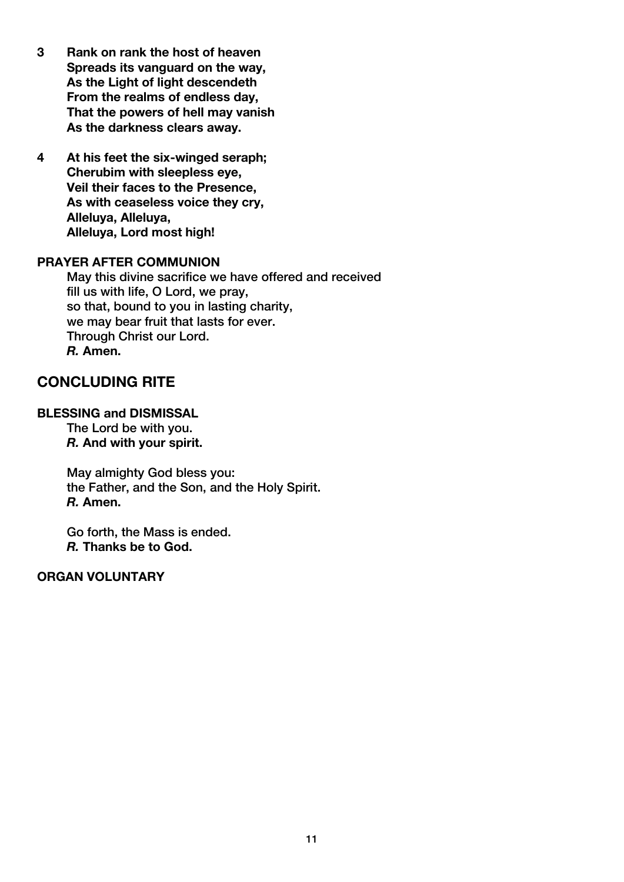**3 Rank on rank the host of heaven**
**Spreads its vanguard on the way,**
**As the Light of light descendeth**
**From the realms of endless day,**
**That the powers of hell may vanish**
**As the darkness clears away.**

**4 At his feet the six-winged seraph;**
**Cherubim with sleepless eye,**
**Veil their faces to the Presence,**
**As with ceaseless voice they cry,**
**Alleluya, Alleluya,**
**Alleluya, Lord most high!**

**PRAYER AFTER COMMUNION**

May this divine sacrifice we have offered and received
fill us with life, O Lord, we pray,
so that, bound to you in lasting charity,
we may bear fruit that lasts for ever.
Through Christ our Lord.
***R.* Amen.**

## CONCLUDING RITE

**BLESSING and DISMISSAL**

The Lord be with you.
***R.* And with your spirit.**

May almighty God bless you:
the Father, and the Son, and the Holy Spirit.
***R.* Amen.**

Go forth, the Mass is ended.
***R.* Thanks be to God.**

**ORGAN VOLUNTARY**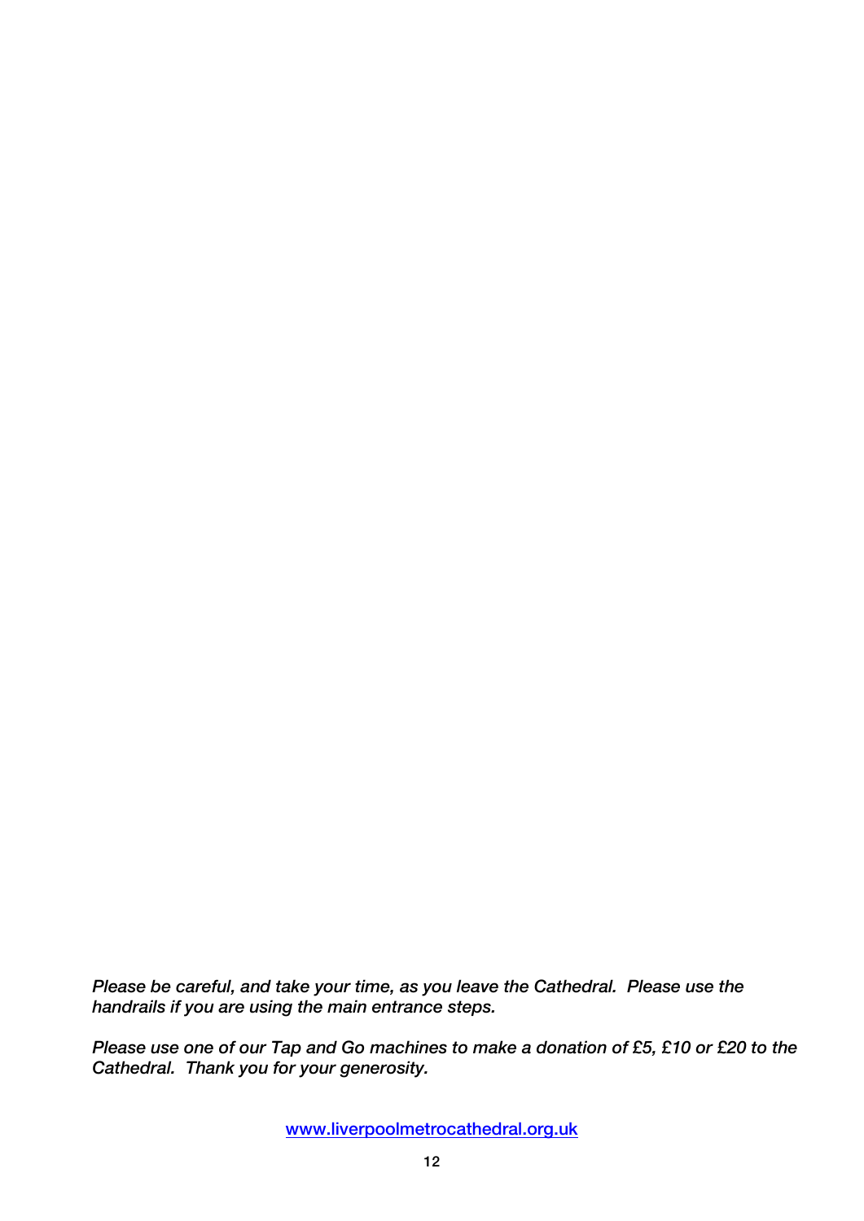*Please be careful, and take your time, as you leave the Cathedral. Please use the handrails if you are using the main entrance steps.*

*Please use one of our Tap and Go machines to make a donation of £5, £10 or £20 to the Cathedral. Thank you for your generosity.*

www.liverpoolmetrocathedral.org.uk